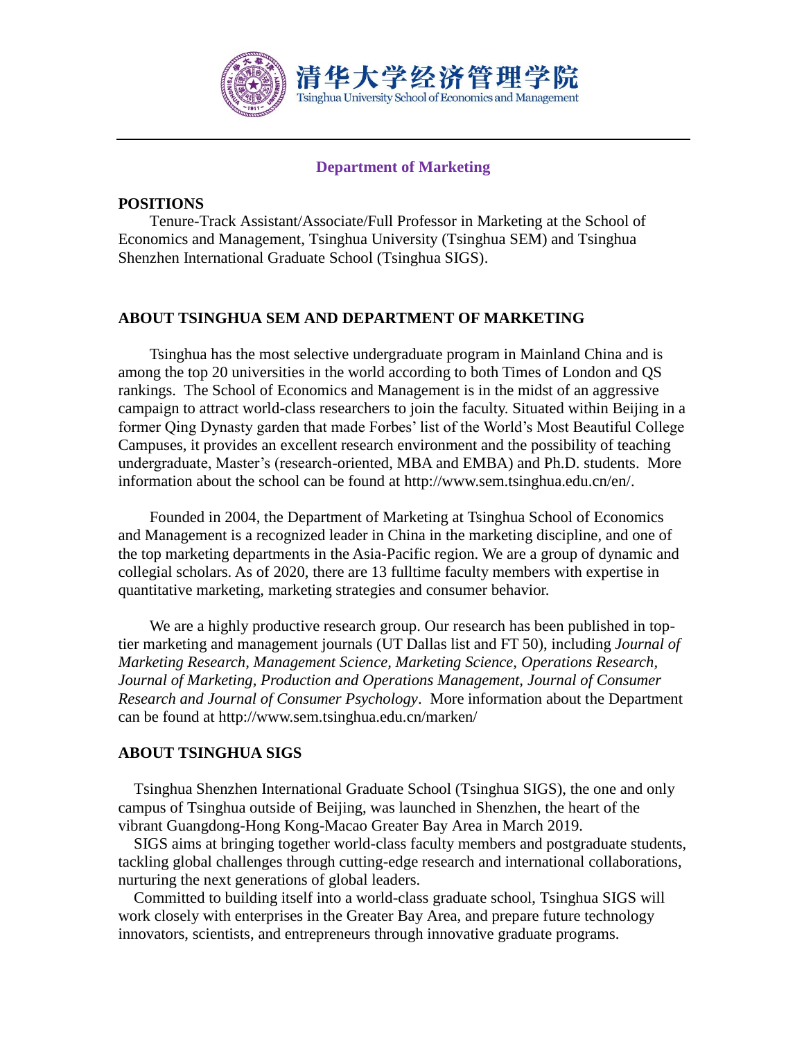清华大学经济管理学院
Tsinghua University School of Economics and Management

## Department of Marketing

### POSITIONS

Tenure-Track Assistant/Associate/Full Professor in Marketing at the School of Economics and Management, Tsinghua University (Tsinghua SEM) and Tsinghua Shenzhen International Graduate School (Tsinghua SIGS).

### ABOUT TSINGHUA SEM AND DEPARTMENT OF MARKETING

Tsinghua has the most selective undergraduate program in Mainland China and is among the top 20 universities in the world according to both Times of London and QS rankings. The School of Economics and Management is in the midst of an aggressive campaign to attract world-class researchers to join the faculty. Situated within Beijing in a former Qing Dynasty garden that made Forbes' list of the World's Most Beautiful College Campuses, it provides an excellent research environment and the possibility of teaching undergraduate, Master's (research-oriented, MBA and EMBA) and Ph.D. students. More information about the school can be found at http://www.sem.tsinghua.edu.cn/en/.

Founded in 2004, the Department of Marketing at Tsinghua School of Economics and Management is a recognized leader in China in the marketing discipline, and one of the top marketing departments in the Asia-Pacific region. We are a group of dynamic and collegial scholars. As of 2020, there are 13 fulltime faculty members with expertise in quantitative marketing, marketing strategies and consumer behavior.

We are a highly productive research group. Our research has been published in top-tier marketing and management journals (UT Dallas list and FT 50), including *Journal of Marketing Research, Management Science, Marketing Science, Operations Research, Journal of Marketing, Production and Operations Management, Journal of Consumer Research and Journal of Consumer Psychology*. More information about the Department can be found at http://www.sem.tsinghua.edu.cn/marken/

### ABOUT TSINGHUA SIGS

Tsinghua Shenzhen International Graduate School (Tsinghua SIGS), the one and only campus of Tsinghua outside of Beijing, was launched in Shenzhen, the heart of the vibrant Guangdong-Hong Kong-Macao Greater Bay Area in March 2019.

SIGS aims at bringing together world-class faculty members and postgraduate students, tackling global challenges through cutting-edge research and international collaborations, nurturing the next generations of global leaders.

Committed to building itself into a world-class graduate school, Tsinghua SIGS will work closely with enterprises in the Greater Bay Area, and prepare future technology innovators, scientists, and entrepreneurs through innovative graduate programs.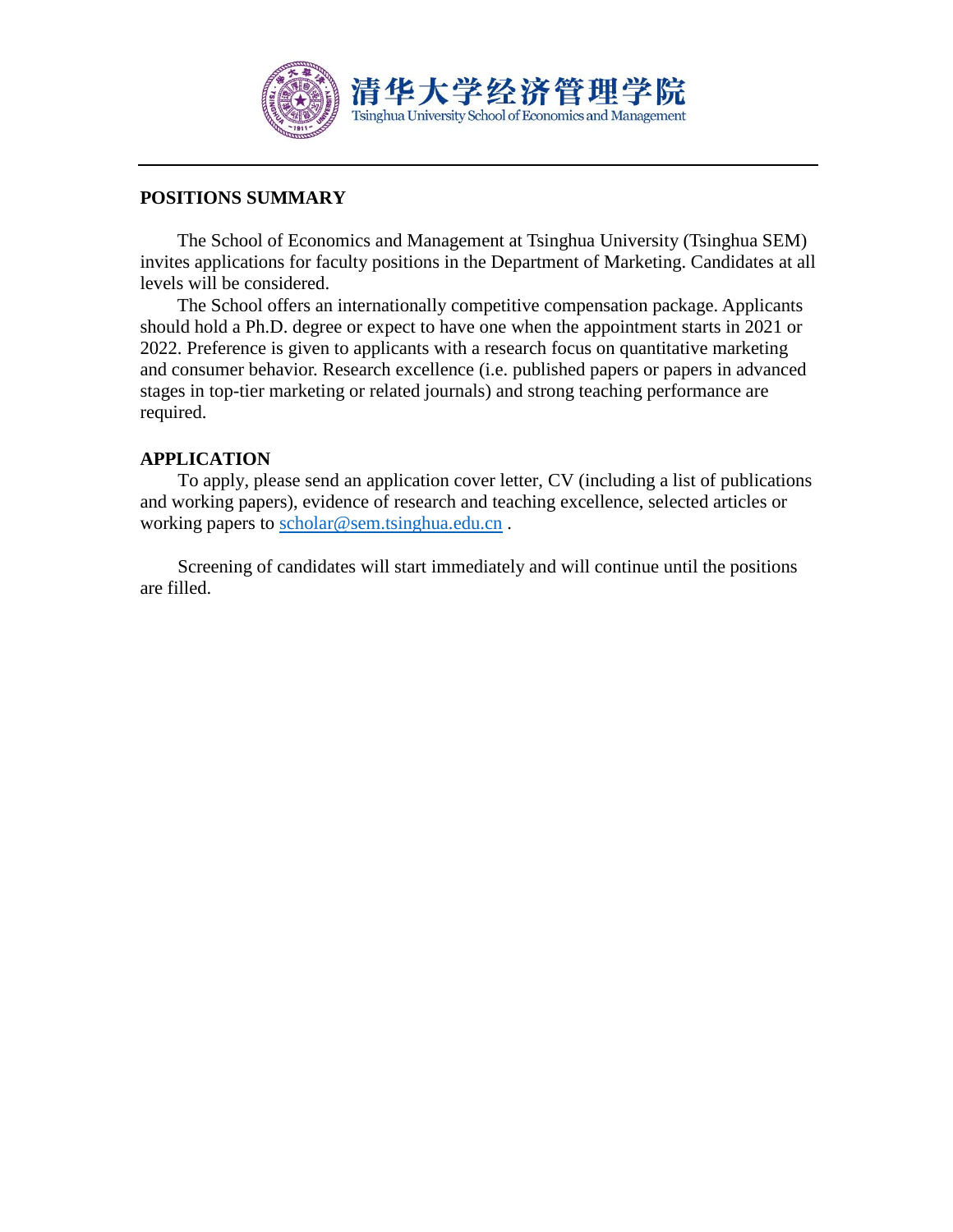清华大学经济管理学院
Tsinghua University School of Economics and Management

## POSITIONS SUMMARY

The School of Economics and Management at Tsinghua University (Tsinghua SEM) invites applications for faculty positions in the Department of Marketing. Candidates at all levels will be considered.

The School offers an internationally competitive compensation package. Applicants should hold a Ph.D. degree or expect to have one when the appointment starts in 2021 or 2022. Preference is given to applicants with a research focus on quantitative marketing and consumer behavior. Research excellence (i.e. published papers or papers in advanced stages in top-tier marketing or related journals) and strong teaching performance are required.

## APPLICATION

To apply, please send an application cover letter, CV (including a list of publications and working papers), evidence of research and teaching excellence, selected articles or working papers to scholar@sem.tsinghua.edu.cn .

Screening of candidates will start immediately and will continue until the positions are filled.